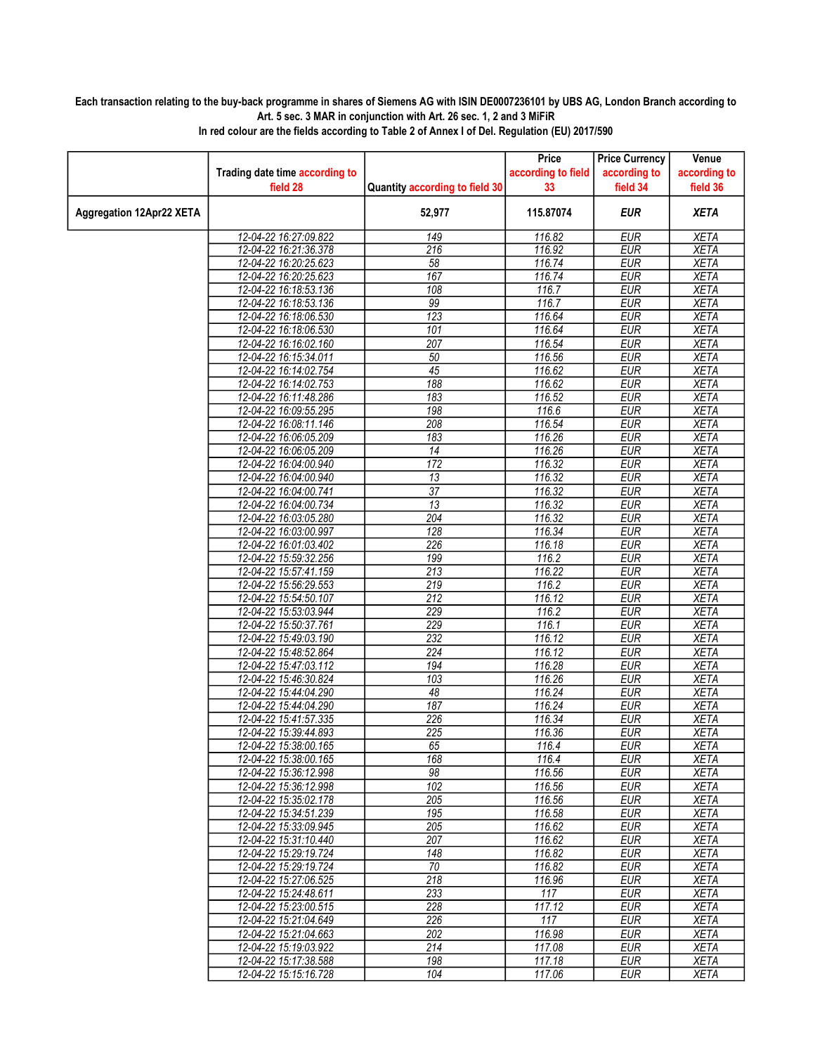**Each transaction relating to the buy-back programme in shares of Siemens AG with ISIN DE0007236101 by UBS AG, London Branch according to Art. 5 sec. 3 MAR in conjunction with Art. 26 sec. 1, 2 and 3 MiFiR**
**In red colour are the fields according to Table 2 of Annex I of Del. Regulation (EU) 2017/590**

| | Trading date time according to field 28 | Quantity according to field 30 | Price according to field 33 | Price Currency according to field 34 | Venue according to field 36 |
|---|---|---|---|---|---|
| **Aggregation 12Apr22 XETA** | | **52,977** | **115.87074** | **EUR** | **XETA** |
| | 12-04-22 16:27:09.822 | 149 | 116.82 | EUR | XETA |
| | 12-04-22 16:21:36.378 | 216 | 116.92 | EUR | XETA |
| | 12-04-22 16:20:25.623 | 58 | 116.74 | EUR | XETA |
| | 12-04-22 16:20:25.623 | 167 | 116.74 | EUR | XETA |
| | 12-04-22 16:18:53.136 | 108 | 116.7 | EUR | XETA |
| | 12-04-22 16:18:53.136 | 99 | 116.7 | EUR | XETA |
| | 12-04-22 16:18:06.530 | 123 | 116.64 | EUR | XETA |
| | 12-04-22 16:18:06.530 | 101 | 116.64 | EUR | XETA |
| | 12-04-22 16:16:02.160 | 207 | 116.54 | EUR | XETA |
| | 12-04-22 16:15:34.011 | 50 | 116.56 | EUR | XETA |
| | 12-04-22 16:14:02.754 | 45 | 116.62 | EUR | XETA |
| | 12-04-22 16:14:02.753 | 188 | 116.62 | EUR | XETA |
| | 12-04-22 16:11:48.286 | 183 | 116.52 | EUR | XETA |
| | 12-04-22 16:09:55.295 | 198 | 116.6 | EUR | XETA |
| | 12-04-22 16:08:11.146 | 208 | 116.54 | EUR | XETA |
| | 12-04-22 16:06:05.209 | 183 | 116.26 | EUR | XETA |
| | 12-04-22 16:06:05.209 | 14 | 116.26 | EUR | XETA |
| | 12-04-22 16:04:00.940 | 172 | 116.32 | EUR | XETA |
| | 12-04-22 16:04:00.940 | 13 | 116.32 | EUR | XETA |
| | 12-04-22 16:04:00.741 | 37 | 116.32 | EUR | XETA |
| | 12-04-22 16:04:00.734 | 13 | 116.32 | EUR | XETA |
| | 12-04-22 16:03:05.280 | 204 | 116.32 | EUR | XETA |
| | 12-04-22 16:03:00.997 | 128 | 116.34 | EUR | XETA |
| | 12-04-22 16:01:03.402 | 226 | 116.18 | EUR | XETA |
| | 12-04-22 15:59:32.256 | 199 | 116.2 | EUR | XETA |
| | 12-04-22 15:57:41.159 | 213 | 116.22 | EUR | XETA |
| | 12-04-22 15:56:29.553 | 219 | 116.2 | EUR | XETA |
| | 12-04-22 15:54:50.107 | 212 | 116.12 | EUR | XETA |
| | 12-04-22 15:53:03.944 | 229 | 116.2 | EUR | XETA |
| | 12-04-22 15:50:37.761 | 229 | 116.1 | EUR | XETA |
| | 12-04-22 15:49:03.190 | 232 | 116.12 | EUR | XETA |
| | 12-04-22 15:48:52.864 | 224 | 116.12 | EUR | XETA |
| | 12-04-22 15:47:03.112 | 194 | 116.28 | EUR | XETA |
| | 12-04-22 15:46:30.824 | 103 | 116.26 | EUR | XETA |
| | 12-04-22 15:44:04.290 | 48 | 116.24 | EUR | XETA |
| | 12-04-22 15:44:04.290 | 187 | 116.24 | EUR | XETA |
| | 12-04-22 15:41:57.335 | 226 | 116.34 | EUR | XETA |
| | 12-04-22 15:39:44.893 | 225 | 116.36 | EUR | XETA |
| | 12-04-22 15:38:00.165 | 65 | 116.4 | EUR | XETA |
| | 12-04-22 15:38:00.165 | 168 | 116.4 | EUR | XETA |
| | 12-04-22 15:36:12.998 | 98 | 116.56 | EUR | XETA |
| | 12-04-22 15:36:12.998 | 102 | 116.56 | EUR | XETA |
| | 12-04-22 15:35:02.178 | 205 | 116.56 | EUR | XETA |
| | 12-04-22 15:34:51.239 | 195 | 116.58 | EUR | XETA |
| | 12-04-22 15:33:09.945 | 205 | 116.62 | EUR | XETA |
| | 12-04-22 15:31:10.440 | 207 | 116.62 | EUR | XETA |
| | 12-04-22 15:29:19.724 | 148 | 116.82 | EUR | XETA |
| | 12-04-22 15:29:19.724 | 70 | 116.82 | EUR | XETA |
| | 12-04-22 15:27:06.525 | 218 | 116.96 | EUR | XETA |
| | 12-04-22 15:24:48.611 | 233 | 117 | EUR | XETA |
| | 12-04-22 15:23:00.515 | 228 | 117.12 | EUR | XETA |
| | 12-04-22 15:21:04.649 | 226 | 117 | EUR | XETA |
| | 12-04-22 15:21:04.663 | 202 | 116.98 | EUR | XETA |
| | 12-04-22 15:19:03.922 | 214 | 117.08 | EUR | XETA |
| | 12-04-22 15:17:38.588 | 198 | 117.18 | EUR | XETA |
| | 12-04-22 15:15:16.728 | 104 | 117.06 | EUR | XETA |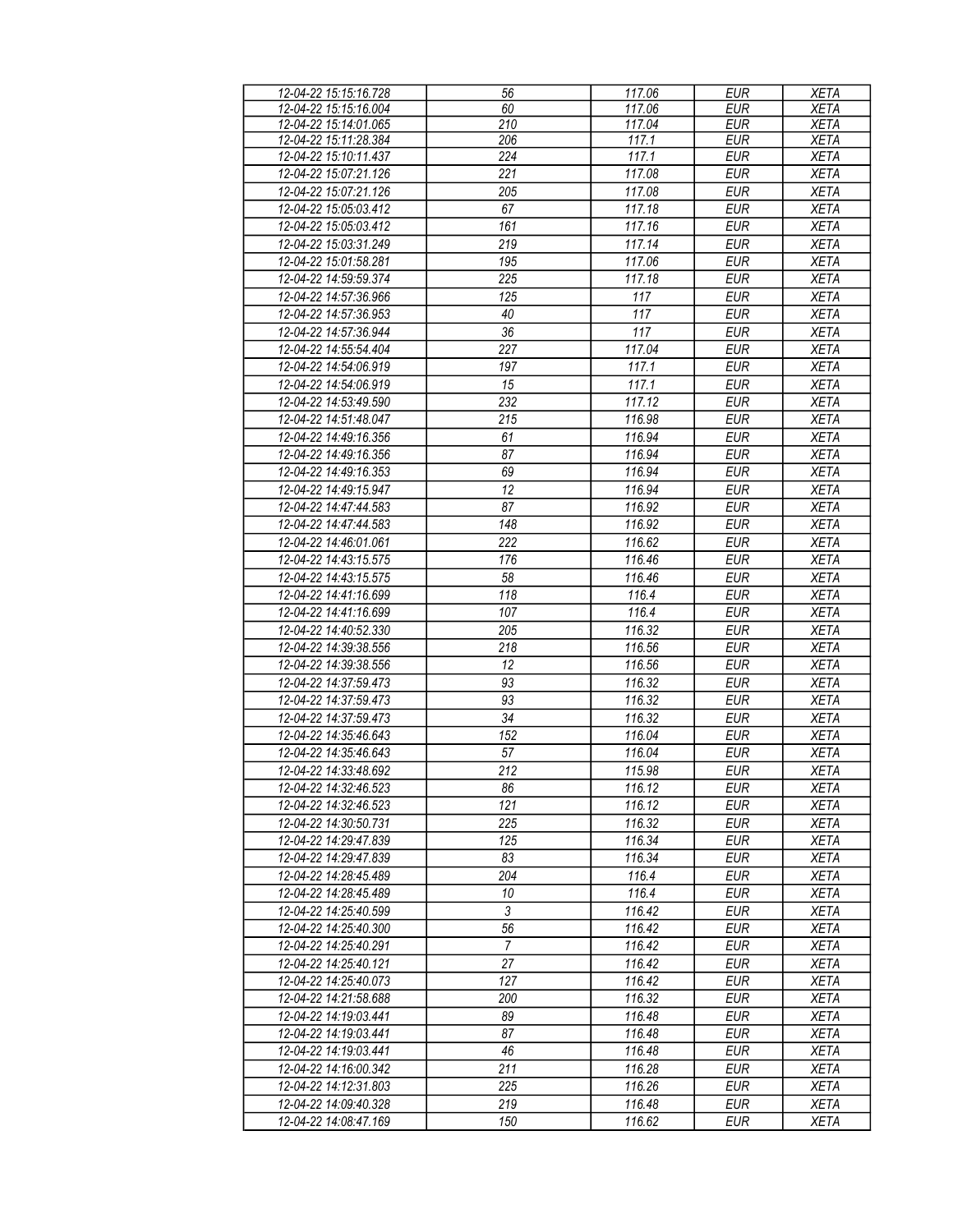| 12-04-22 15:15:16.728 | 56 | 117.06 | EUR | XETA |
|---|---|---|---|---|
| 12-04-22 15:15:16.004 | 60 | 117.06 | EUR | XETA |
| 12-04-22 15:14:01.065 | 210 | 117.04 | EUR | XETA |
| 12-04-22 15:11:28.384 | 206 | 117.1 | EUR | XETA |
| 12-04-22 15:10:11.437 | 224 | 117.1 | EUR | XETA |
| 12-04-22 15:07:21.126 | 221 | 117.08 | EUR | XETA |
| 12-04-22 15:07:21.126 | 205 | 117.08 | EUR | XETA |
| 12-04-22 15:05:03.412 | 67 | 117.18 | EUR | XETA |
| 12-04-22 15:05:03.412 | 161 | 117.16 | EUR | XETA |
| 12-04-22 15:03:31.249 | 219 | 117.14 | EUR | XETA |
| 12-04-22 15:01:58.281 | 195 | 117.06 | EUR | XETA |
| 12-04-22 14:59:59.374 | 225 | 117.18 | EUR | XETA |
| 12-04-22 14:57:36.966 | 125 | 117 | EUR | XETA |
| 12-04-22 14:57:36.953 | 40 | 117 | EUR | XETA |
| 12-04-22 14:57:36.944 | 36 | 117 | EUR | XETA |
| 12-04-22 14:55:54.404 | 227 | 117.04 | EUR | XETA |
| 12-04-22 14:54:06.919 | 197 | 117.1 | EUR | XETA |
| 12-04-22 14:54:06.919 | 15 | 117.1 | EUR | XETA |
| 12-04-22 14:53:49.590 | 232 | 117.12 | EUR | XETA |
| 12-04-22 14:51:48.047 | 215 | 116.98 | EUR | XETA |
| 12-04-22 14:49:16.356 | 61 | 116.94 | EUR | XETA |
| 12-04-22 14:49:16.356 | 87 | 116.94 | EUR | XETA |
| 12-04-22 14:49:16.353 | 69 | 116.94 | EUR | XETA |
| 12-04-22 14:49:15.947 | 12 | 116.94 | EUR | XETA |
| 12-04-22 14:47:44.583 | 87 | 116.92 | EUR | XETA |
| 12-04-22 14:47:44.583 | 148 | 116.92 | EUR | XETA |
| 12-04-22 14:46:01.061 | 222 | 116.62 | EUR | XETA |
| 12-04-22 14:43:15.575 | 176 | 116.46 | EUR | XETA |
| 12-04-22 14:43:15.575 | 58 | 116.46 | EUR | XETA |
| 12-04-22 14:41:16.699 | 118 | 116.4 | EUR | XETA |
| 12-04-22 14:41:16.699 | 107 | 116.4 | EUR | XETA |
| 12-04-22 14:40:52.330 | 205 | 116.32 | EUR | XETA |
| 12-04-22 14:39:38.556 | 218 | 116.56 | EUR | XETA |
| 12-04-22 14:39:38.556 | 12 | 116.56 | EUR | XETA |
| 12-04-22 14:37:59.473 | 93 | 116.32 | EUR | XETA |
| 12-04-22 14:37:59.473 | 93 | 116.32 | EUR | XETA |
| 12-04-22 14:37:59.473 | 34 | 116.32 | EUR | XETA |
| 12-04-22 14:35:46.643 | 152 | 116.04 | EUR | XETA |
| 12-04-22 14:35:46.643 | 57 | 116.04 | EUR | XETA |
| 12-04-22 14:33:48.692 | 212 | 115.98 | EUR | XETA |
| 12-04-22 14:32:46.523 | 86 | 116.12 | EUR | XETA |
| 12-04-22 14:32:46.523 | 121 | 116.12 | EUR | XETA |
| 12-04-22 14:30:50.731 | 225 | 116.32 | EUR | XETA |
| 12-04-22 14:29:47.839 | 125 | 116.34 | EUR | XETA |
| 12-04-22 14:29:47.839 | 83 | 116.34 | EUR | XETA |
| 12-04-22 14:28:45.489 | 204 | 116.4 | EUR | XETA |
| 12-04-22 14:28:45.489 | 10 | 116.4 | EUR | XETA |
| 12-04-22 14:25:40.599 | 3 | 116.42 | EUR | XETA |
| 12-04-22 14:25:40.300 | 56 | 116.42 | EUR | XETA |
| 12-04-22 14:25:40.291 | 7 | 116.42 | EUR | XETA |
| 12-04-22 14:25:40.121 | 27 | 116.42 | EUR | XETA |
| 12-04-22 14:25:40.073 | 127 | 116.42 | EUR | XETA |
| 12-04-22 14:21:58.688 | 200 | 116.32 | EUR | XETA |
| 12-04-22 14:19:03.441 | 89 | 116.48 | EUR | XETA |
| 12-04-22 14:19:03.441 | 87 | 116.48 | EUR | XETA |
| 12-04-22 14:19:03.441 | 46 | 116.48 | EUR | XETA |
| 12-04-22 14:16:00.342 | 211 | 116.28 | EUR | XETA |
| 12-04-22 14:12:31.803 | 225 | 116.26 | EUR | XETA |
| 12-04-22 14:09:40.328 | 219 | 116.48 | EUR | XETA |
| 12-04-22 14:08:47.169 | 150 | 116.62 | EUR | XETA |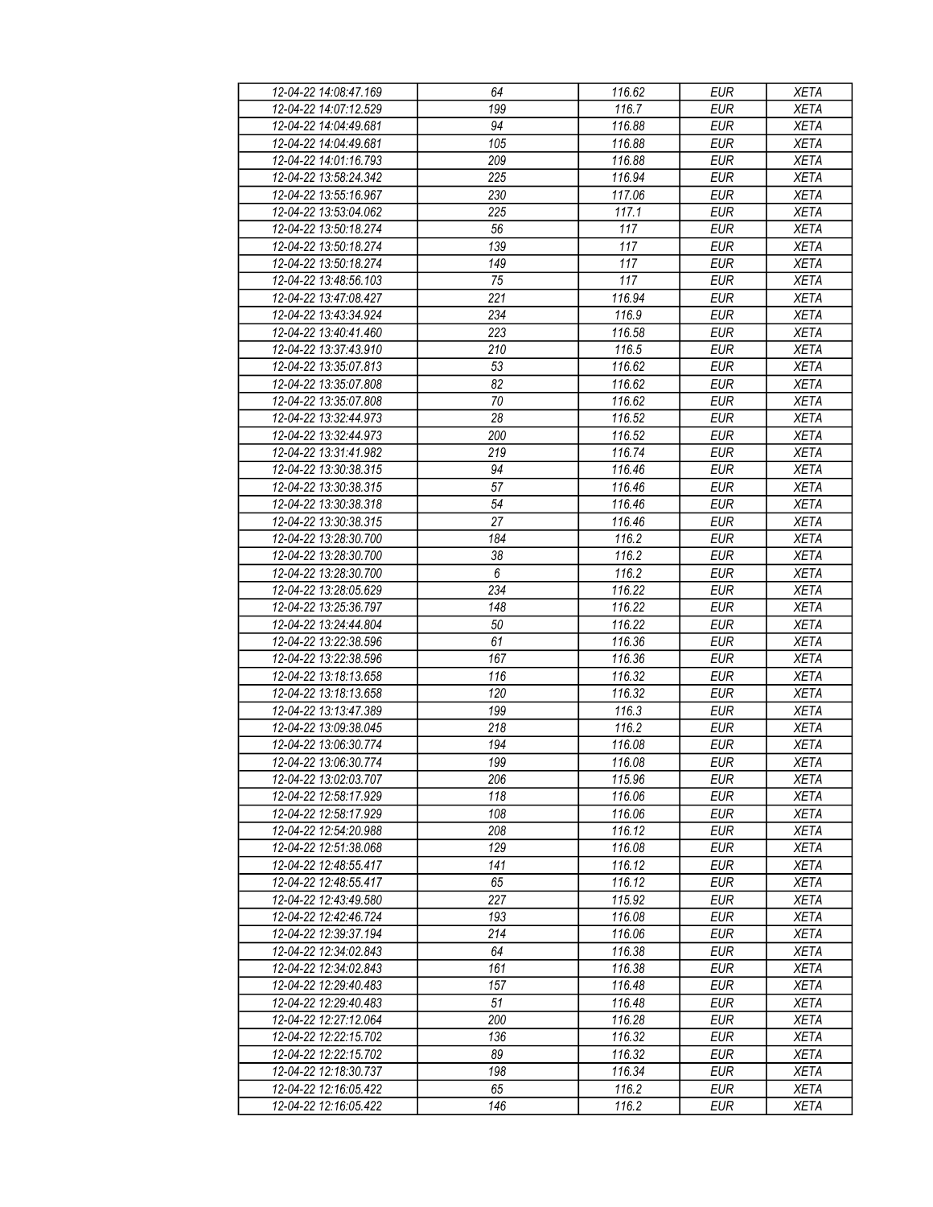| 12-04-22 14:08:47.169 | 64 | 116.62 | EUR | XETA |
|---|---|---|---|---|
| 12-04-22 14:07:12.529 | 199 | 116.7 | EUR | XETA |
| 12-04-22 14:04:49.681 | 94 | 116.88 | EUR | XETA |
| 12-04-22 14:04:49.681 | 105 | 116.88 | EUR | XETA |
| 12-04-22 14:01:16.793 | 209 | 116.88 | EUR | XETA |
| 12-04-22 13:58:24.342 | 225 | 116.94 | EUR | XETA |
| 12-04-22 13:55:16.967 | 230 | 117.06 | EUR | XETA |
| 12-04-22 13:53:04.062 | 225 | 117.1 | EUR | XETA |
| 12-04-22 13:50:18.274 | 56 | 117 | EUR | XETA |
| 12-04-22 13:50:18.274 | 139 | 117 | EUR | XETA |
| 12-04-22 13:50:18.274 | 149 | 117 | EUR | XETA |
| 12-04-22 13:48:56.103 | 75 | 117 | EUR | XETA |
| 12-04-22 13:47:08.427 | 221 | 116.94 | EUR | XETA |
| 12-04-22 13:43:34.924 | 234 | 116.9 | EUR | XETA |
| 12-04-22 13:40:41.460 | 223 | 116.58 | EUR | XETA |
| 12-04-22 13:37:43.910 | 210 | 116.5 | EUR | XETA |
| 12-04-22 13:35:07.813 | 53 | 116.62 | EUR | XETA |
| 12-04-22 13:35:07.808 | 82 | 116.62 | EUR | XETA |
| 12-04-22 13:35:07.808 | 70 | 116.62 | EUR | XETA |
| 12-04-22 13:32:44.973 | 28 | 116.52 | EUR | XETA |
| 12-04-22 13:32:44.973 | 200 | 116.52 | EUR | XETA |
| 12-04-22 13:31:41.982 | 219 | 116.74 | EUR | XETA |
| 12-04-22 13:30:38.315 | 94 | 116.46 | EUR | XETA |
| 12-04-22 13:30:38.315 | 57 | 116.46 | EUR | XETA |
| 12-04-22 13:30:38.318 | 54 | 116.46 | EUR | XETA |
| 12-04-22 13:30:38.315 | 27 | 116.46 | EUR | XETA |
| 12-04-22 13:28:30.700 | 184 | 116.2 | EUR | XETA |
| 12-04-22 13:28:30.700 | 38 | 116.2 | EUR | XETA |
| 12-04-22 13:28:30.700 | 6 | 116.2 | EUR | XETA |
| 12-04-22 13:28:05.629 | 234 | 116.22 | EUR | XETA |
| 12-04-22 13:25:36.797 | 148 | 116.22 | EUR | XETA |
| 12-04-22 13:24:44.804 | 50 | 116.22 | EUR | XETA |
| 12-04-22 13:22:38.596 | 61 | 116.36 | EUR | XETA |
| 12-04-22 13:22:38.596 | 167 | 116.36 | EUR | XETA |
| 12-04-22 13:18:13.658 | 116 | 116.32 | EUR | XETA |
| 12-04-22 13:18:13.658 | 120 | 116.32 | EUR | XETA |
| 12-04-22 13:13:47.389 | 199 | 116.3 | EUR | XETA |
| 12-04-22 13:09:38.045 | 218 | 116.2 | EUR | XETA |
| 12-04-22 13:06:30.774 | 194 | 116.08 | EUR | XETA |
| 12-04-22 13:06:30.774 | 199 | 116.08 | EUR | XETA |
| 12-04-22 13:02:03.707 | 206 | 115.96 | EUR | XETA |
| 12-04-22 12:58:17.929 | 118 | 116.06 | EUR | XETA |
| 12-04-22 12:58:17.929 | 108 | 116.06 | EUR | XETA |
| 12-04-22 12:54:20.988 | 208 | 116.12 | EUR | XETA |
| 12-04-22 12:51:38.068 | 129 | 116.08 | EUR | XETA |
| 12-04-22 12:48:55.417 | 141 | 116.12 | EUR | XETA |
| 12-04-22 12:48:55.417 | 65 | 116.12 | EUR | XETA |
| 12-04-22 12:43:49.580 | 227 | 115.92 | EUR | XETA |
| 12-04-22 12:42:46.724 | 193 | 116.08 | EUR | XETA |
| 12-04-22 12:39:37.194 | 214 | 116.06 | EUR | XETA |
| 12-04-22 12:34:02.843 | 64 | 116.38 | EUR | XETA |
| 12-04-22 12:34:02.843 | 161 | 116.38 | EUR | XETA |
| 12-04-22 12:29:40.483 | 157 | 116.48 | EUR | XETA |
| 12-04-22 12:29:40.483 | 51 | 116.48 | EUR | XETA |
| 12-04-22 12:27:12.064 | 200 | 116.28 | EUR | XETA |
| 12-04-22 12:22:15.702 | 136 | 116.32 | EUR | XETA |
| 12-04-22 12:22:15.702 | 89 | 116.32 | EUR | XETA |
| 12-04-22 12:18:30.737 | 198 | 116.34 | EUR | XETA |
| 12-04-22 12:16:05.422 | 65 | 116.2 | EUR | XETA |
| 12-04-22 12:16:05.422 | 146 | 116.2 | EUR | XETA |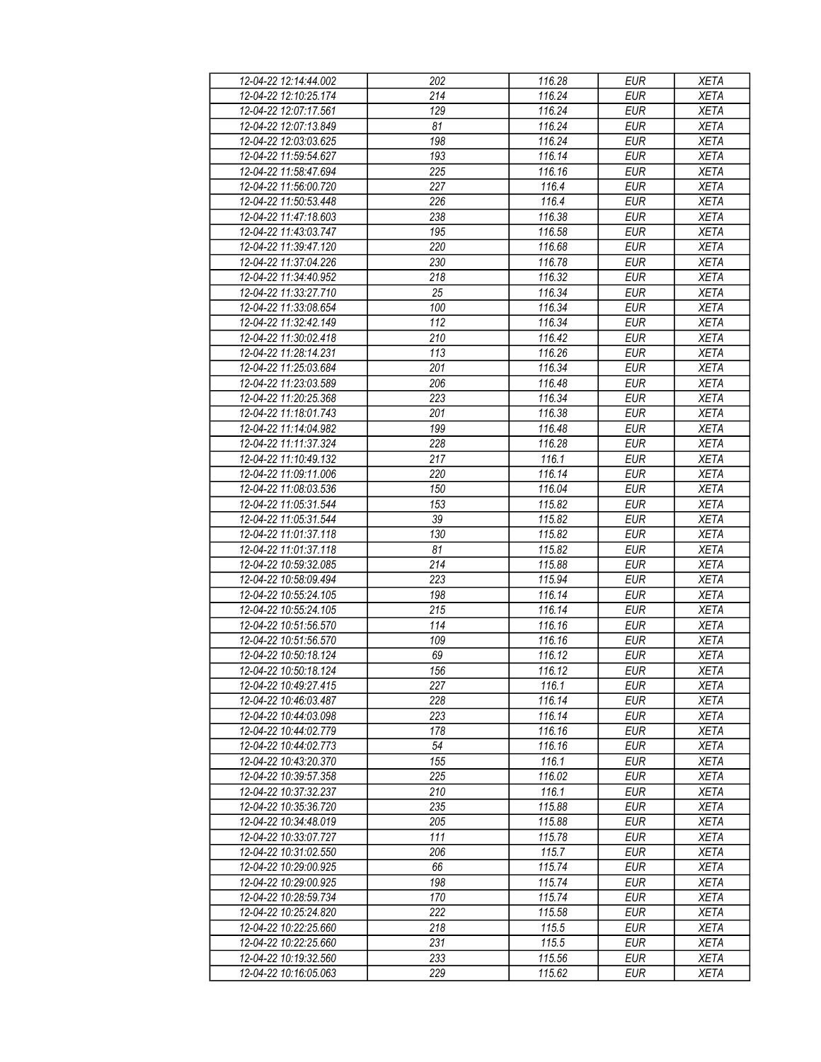| 12-04-22 12:14:44.002 | 202 | 116.28 | EUR | XETA |
|---|---|---|---|---|
| 12-04-22 12:10:25.174 | 214 | 116.24 | EUR | XETA |
| 12-04-22 12:07:17.561 | 129 | 116.24 | EUR | XETA |
| 12-04-22 12:07:13.849 | 81 | 116.24 | EUR | XETA |
| 12-04-22 12:03:03.625 | 198 | 116.24 | EUR | XETA |
| 12-04-22 11:59:54.627 | 193 | 116.14 | EUR | XETA |
| 12-04-22 11:58:47.694 | 225 | 116.16 | EUR | XETA |
| 12-04-22 11:56:00.720 | 227 | 116.4 | EUR | XETA |
| 12-04-22 11:50:53.448 | 226 | 116.4 | EUR | XETA |
| 12-04-22 11:47:18.603 | 238 | 116.38 | EUR | XETA |
| 12-04-22 11:43:03.747 | 195 | 116.58 | EUR | XETA |
| 12-04-22 11:39:47.120 | 220 | 116.68 | EUR | XETA |
| 12-04-22 11:37:04.226 | 230 | 116.78 | EUR | XETA |
| 12-04-22 11:34:40.952 | 218 | 116.32 | EUR | XETA |
| 12-04-22 11:33:27.710 | 25 | 116.34 | EUR | XETA |
| 12-04-22 11:33:08.654 | 100 | 116.34 | EUR | XETA |
| 12-04-22 11:32:42.149 | 112 | 116.34 | EUR | XETA |
| 12-04-22 11:30:02.418 | 210 | 116.42 | EUR | XETA |
| 12-04-22 11:28:14.231 | 113 | 116.26 | EUR | XETA |
| 12-04-22 11:25:03.684 | 201 | 116.34 | EUR | XETA |
| 12-04-22 11:23:03.589 | 206 | 116.48 | EUR | XETA |
| 12-04-22 11:20:25.368 | 223 | 116.34 | EUR | XETA |
| 12-04-22 11:18:01.743 | 201 | 116.38 | EUR | XETA |
| 12-04-22 11:14:04.982 | 199 | 116.48 | EUR | XETA |
| 12-04-22 11:11:37.324 | 228 | 116.28 | EUR | XETA |
| 12-04-22 11:10:49.132 | 217 | 116.1 | EUR | XETA |
| 12-04-22 11:09:11.006 | 220 | 116.14 | EUR | XETA |
| 12-04-22 11:08:03.536 | 150 | 116.04 | EUR | XETA |
| 12-04-22 11:05:31.544 | 153 | 115.82 | EUR | XETA |
| 12-04-22 11:05:31.544 | 39 | 115.82 | EUR | XETA |
| 12-04-22 11:01:37.118 | 130 | 115.82 | EUR | XETA |
| 12-04-22 11:01:37.118 | 81 | 115.82 | EUR | XETA |
| 12-04-22 10:59:32.085 | 214 | 115.88 | EUR | XETA |
| 12-04-22 10:58:09.494 | 223 | 115.94 | EUR | XETA |
| 12-04-22 10:55:24.105 | 198 | 116.14 | EUR | XETA |
| 12-04-22 10:55:24.105 | 215 | 116.14 | EUR | XETA |
| 12-04-22 10:51:56.570 | 114 | 116.16 | EUR | XETA |
| 12-04-22 10:51:56.570 | 109 | 116.16 | EUR | XETA |
| 12-04-22 10:50:18.124 | 69 | 116.12 | EUR | XETA |
| 12-04-22 10:50:18.124 | 156 | 116.12 | EUR | XETA |
| 12-04-22 10:49:27.415 | 227 | 116.1 | EUR | XETA |
| 12-04-22 10:46:03.487 | 228 | 116.14 | EUR | XETA |
| 12-04-22 10:44:03.098 | 223 | 116.14 | EUR | XETA |
| 12-04-22 10:44:02.779 | 178 | 116.16 | EUR | XETA |
| 12-04-22 10:44:02.773 | 54 | 116.16 | EUR | XETA |
| 12-04-22 10:43:20.370 | 155 | 116.1 | EUR | XETA |
| 12-04-22 10:39:57.358 | 225 | 116.02 | EUR | XETA |
| 12-04-22 10:37:32.237 | 210 | 116.1 | EUR | XETA |
| 12-04-22 10:35:36.720 | 235 | 115.88 | EUR | XETA |
| 12-04-22 10:34:48.019 | 205 | 115.88 | EUR | XETA |
| 12-04-22 10:33:07.727 | 111 | 115.78 | EUR | XETA |
| 12-04-22 10:31:02.550 | 206 | 115.7 | EUR | XETA |
| 12-04-22 10:29:00.925 | 66 | 115.74 | EUR | XETA |
| 12-04-22 10:29:00.925 | 198 | 115.74 | EUR | XETA |
| 12-04-22 10:28:59.734 | 170 | 115.74 | EUR | XETA |
| 12-04-22 10:25:24.820 | 222 | 115.58 | EUR | XETA |
| 12-04-22 10:22:25.660 | 218 | 115.5 | EUR | XETA |
| 12-04-22 10:22:25.660 | 231 | 115.5 | EUR | XETA |
| 12-04-22 10:19:32.560 | 233 | 115.56 | EUR | XETA |
| 12-04-22 10:16:05.063 | 229 | 115.62 | EUR | XETA |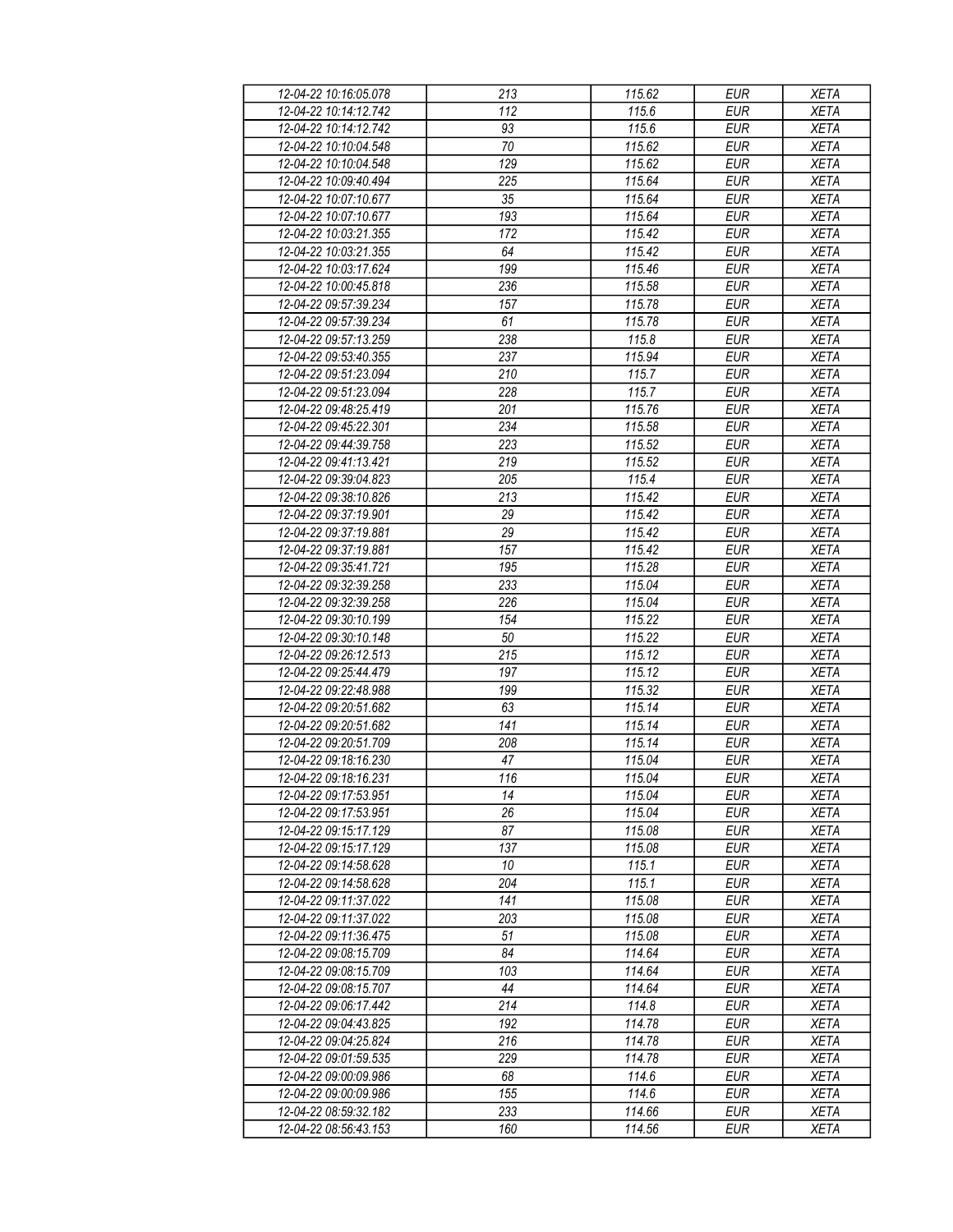| 12-04-22 10:16:05.078 | 213 | 115.62 | EUR | XETA |
|---|---|---|---|---|
| 12-04-22 10:14:12.742 | 112 | 115.6 | EUR | XETA |
| 12-04-22 10:14:12.742 | 93 | 115.6 | EUR | XETA |
| 12-04-22 10:10:04.548 | 70 | 115.62 | EUR | XETA |
| 12-04-22 10:10:04.548 | 129 | 115.62 | EUR | XETA |
| 12-04-22 10:09:40.494 | 225 | 115.64 | EUR | XETA |
| 12-04-22 10:07:10.677 | 35 | 115.64 | EUR | XETA |
| 12-04-22 10:07:10.677 | 193 | 115.64 | EUR | XETA |
| 12-04-22 10:03:21.355 | 172 | 115.42 | EUR | XETA |
| 12-04-22 10:03:21.355 | 64 | 115.42 | EUR | XETA |
| 12-04-22 10:03:17.624 | 199 | 115.46 | EUR | XETA |
| 12-04-22 10:00:45.818 | 236 | 115.58 | EUR | XETA |
| 12-04-22 09:57:39.234 | 157 | 115.78 | EUR | XETA |
| 12-04-22 09:57:39.234 | 61 | 115.78 | EUR | XETA |
| 12-04-22 09:57:13.259 | 238 | 115.8 | EUR | XETA |
| 12-04-22 09:53:40.355 | 237 | 115.94 | EUR | XETA |
| 12-04-22 09:51:23.094 | 210 | 115.7 | EUR | XETA |
| 12-04-22 09:51:23.094 | 228 | 115.7 | EUR | XETA |
| 12-04-22 09:48:25.419 | 201 | 115.76 | EUR | XETA |
| 12-04-22 09:45:22.301 | 234 | 115.58 | EUR | XETA |
| 12-04-22 09:44:39.758 | 223 | 115.52 | EUR | XETA |
| 12-04-22 09:41:13.421 | 219 | 115.52 | EUR | XETA |
| 12-04-22 09:39:04.823 | 205 | 115.4 | EUR | XETA |
| 12-04-22 09:38:10.826 | 213 | 115.42 | EUR | XETA |
| 12-04-22 09:37:19.901 | 29 | 115.42 | EUR | XETA |
| 12-04-22 09:37:19.881 | 29 | 115.42 | EUR | XETA |
| 12-04-22 09:37:19.881 | 157 | 115.42 | EUR | XETA |
| 12-04-22 09:35:41.721 | 195 | 115.28 | EUR | XETA |
| 12-04-22 09:32:39.258 | 233 | 115.04 | EUR | XETA |
| 12-04-22 09:32:39.258 | 226 | 115.04 | EUR | XETA |
| 12-04-22 09:30:10.199 | 154 | 115.22 | EUR | XETA |
| 12-04-22 09:30:10.148 | 50 | 115.22 | EUR | XETA |
| 12-04-22 09:26:12.513 | 215 | 115.12 | EUR | XETA |
| 12-04-22 09:25:44.479 | 197 | 115.12 | EUR | XETA |
| 12-04-22 09:22:48.988 | 199 | 115.32 | EUR | XETA |
| 12-04-22 09:20:51.682 | 63 | 115.14 | EUR | XETA |
| 12-04-22 09:20:51.682 | 141 | 115.14 | EUR | XETA |
| 12-04-22 09:20:51.709 | 208 | 115.14 | EUR | XETA |
| 12-04-22 09:18:16.230 | 47 | 115.04 | EUR | XETA |
| 12-04-22 09:18:16.231 | 116 | 115.04 | EUR | XETA |
| 12-04-22 09:17:53.951 | 14 | 115.04 | EUR | XETA |
| 12-04-22 09:17:53.951 | 26 | 115.04 | EUR | XETA |
| 12-04-22 09:15:17.129 | 87 | 115.08 | EUR | XETA |
| 12-04-22 09:15:17.129 | 137 | 115.08 | EUR | XETA |
| 12-04-22 09:14:58.628 | 10 | 115.1 | EUR | XETA |
| 12-04-22 09:14:58.628 | 204 | 115.1 | EUR | XETA |
| 12-04-22 09:11:37.022 | 141 | 115.08 | EUR | XETA |
| 12-04-22 09:11:37.022 | 203 | 115.08 | EUR | XETA |
| 12-04-22 09:11:36.475 | 51 | 115.08 | EUR | XETA |
| 12-04-22 09:08:15.709 | 84 | 114.64 | EUR | XETA |
| 12-04-22 09:08:15.709 | 103 | 114.64 | EUR | XETA |
| 12-04-22 09:08:15.707 | 44 | 114.64 | EUR | XETA |
| 12-04-22 09:06:17.442 | 214 | 114.8 | EUR | XETA |
| 12-04-22 09:04:43.825 | 192 | 114.78 | EUR | XETA |
| 12-04-22 09:04:25.824 | 216 | 114.78 | EUR | XETA |
| 12-04-22 09:01:59.535 | 229 | 114.78 | EUR | XETA |
| 12-04-22 09:00:09.986 | 68 | 114.6 | EUR | XETA |
| 12-04-22 09:00:09.986 | 155 | 114.6 | EUR | XETA |
| 12-04-22 08:59:32.182 | 233 | 114.66 | EUR | XETA |
| 12-04-22 08:56:43.153 | 160 | 114.56 | EUR | XETA |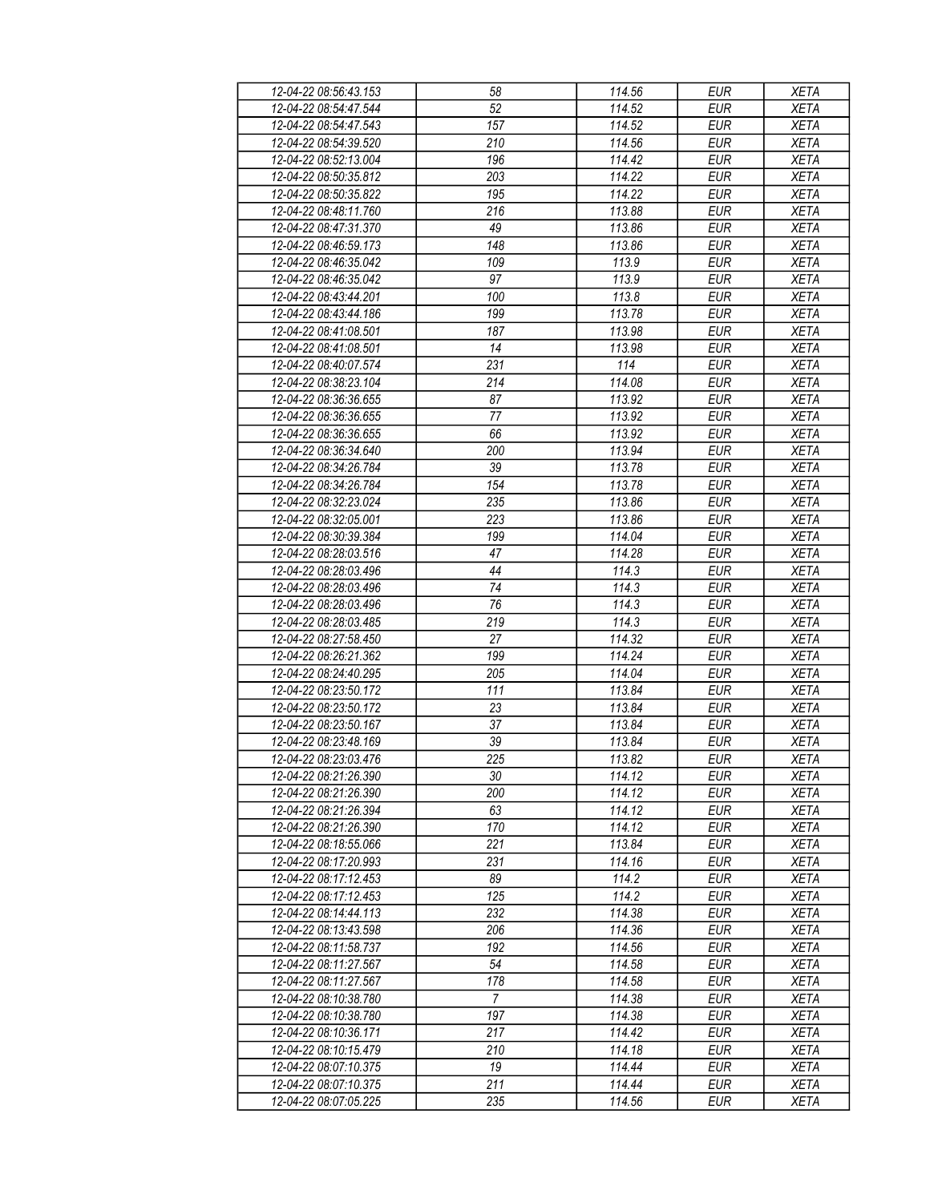| 12-04-22 08:56:43.153 | 58 | 114.56 | EUR | XETA |
|---|---|---|---|---|
| 12-04-22 08:54:47.544 | 52 | 114.52 | EUR | XETA |
| 12-04-22 08:54:47.543 | 157 | 114.52 | EUR | XETA |
| 12-04-22 08:54:39.520 | 210 | 114.56 | EUR | XETA |
| 12-04-22 08:52:13.004 | 196 | 114.42 | EUR | XETA |
| 12-04-22 08:50:35.812 | 203 | 114.22 | EUR | XETA |
| 12-04-22 08:50:35.822 | 195 | 114.22 | EUR | XETA |
| 12-04-22 08:48:11.760 | 216 | 113.88 | EUR | XETA |
| 12-04-22 08:47:31.370 | 49 | 113.86 | EUR | XETA |
| 12-04-22 08:46:59.173 | 148 | 113.86 | EUR | XETA |
| 12-04-22 08:46:35.042 | 109 | 113.9 | EUR | XETA |
| 12-04-22 08:46:35.042 | 97 | 113.9 | EUR | XETA |
| 12-04-22 08:43:44.201 | 100 | 113.8 | EUR | XETA |
| 12-04-22 08:43:44.186 | 199 | 113.78 | EUR | XETA |
| 12-04-22 08:41:08.501 | 187 | 113.98 | EUR | XETA |
| 12-04-22 08:41:08.501 | 14 | 113.98 | EUR | XETA |
| 12-04-22 08:40:07.574 | 231 | 114 | EUR | XETA |
| 12-04-22 08:38:23.104 | 214 | 114.08 | EUR | XETA |
| 12-04-22 08:36:36.655 | 87 | 113.92 | EUR | XETA |
| 12-04-22 08:36:36.655 | 77 | 113.92 | EUR | XETA |
| 12-04-22 08:36:36.655 | 66 | 113.92 | EUR | XETA |
| 12-04-22 08:36:34.640 | 200 | 113.94 | EUR | XETA |
| 12-04-22 08:34:26.784 | 39 | 113.78 | EUR | XETA |
| 12-04-22 08:34:26.784 | 154 | 113.78 | EUR | XETA |
| 12-04-22 08:32:23.024 | 235 | 113.86 | EUR | XETA |
| 12-04-22 08:32:05.001 | 223 | 113.86 | EUR | XETA |
| 12-04-22 08:30:39.384 | 199 | 114.04 | EUR | XETA |
| 12-04-22 08:28:03.516 | 47 | 114.28 | EUR | XETA |
| 12-04-22 08:28:03.496 | 44 | 114.3 | EUR | XETA |
| 12-04-22 08:28:03.496 | 74 | 114.3 | EUR | XETA |
| 12-04-22 08:28:03.496 | 76 | 114.3 | EUR | XETA |
| 12-04-22 08:28:03.485 | 219 | 114.3 | EUR | XETA |
| 12-04-22 08:27:58.450 | 27 | 114.32 | EUR | XETA |
| 12-04-22 08:26:21.362 | 199 | 114.24 | EUR | XETA |
| 12-04-22 08:24:40.295 | 205 | 114.04 | EUR | XETA |
| 12-04-22 08:23:50.172 | 111 | 113.84 | EUR | XETA |
| 12-04-22 08:23:50.172 | 23 | 113.84 | EUR | XETA |
| 12-04-22 08:23:50.167 | 37 | 113.84 | EUR | XETA |
| 12-04-22 08:23:48.169 | 39 | 113.84 | EUR | XETA |
| 12-04-22 08:23:03.476 | 225 | 113.82 | EUR | XETA |
| 12-04-22 08:21:26.390 | 30 | 114.12 | EUR | XETA |
| 12-04-22 08:21:26.390 | 200 | 114.12 | EUR | XETA |
| 12-04-22 08:21:26.394 | 63 | 114.12 | EUR | XETA |
| 12-04-22 08:21:26.390 | 170 | 114.12 | EUR | XETA |
| 12-04-22 08:18:55.066 | 221 | 113.84 | EUR | XETA |
| 12-04-22 08:17:20.993 | 231 | 114.16 | EUR | XETA |
| 12-04-22 08:17:12.453 | 89 | 114.2 | EUR | XETA |
| 12-04-22 08:17:12.453 | 125 | 114.2 | EUR | XETA |
| 12-04-22 08:14:44.113 | 232 | 114.38 | EUR | XETA |
| 12-04-22 08:13:43.598 | 206 | 114.36 | EUR | XETA |
| 12-04-22 08:11:58.737 | 192 | 114.56 | EUR | XETA |
| 12-04-22 08:11:27.567 | 54 | 114.58 | EUR | XETA |
| 12-04-22 08:11:27.567 | 178 | 114.58 | EUR | XETA |
| 12-04-22 08:10:38.780 | 7 | 114.38 | EUR | XETA |
| 12-04-22 08:10:38.780 | 197 | 114.38 | EUR | XETA |
| 12-04-22 08:10:36.171 | 217 | 114.42 | EUR | XETA |
| 12-04-22 08:10:15.479 | 210 | 114.18 | EUR | XETA |
| 12-04-22 08:07:10.375 | 19 | 114.44 | EUR | XETA |
| 12-04-22 08:07:10.375 | 211 | 114.44 | EUR | XETA |
| 12-04-22 08:07:05.225 | 235 | 114.56 | EUR | XETA |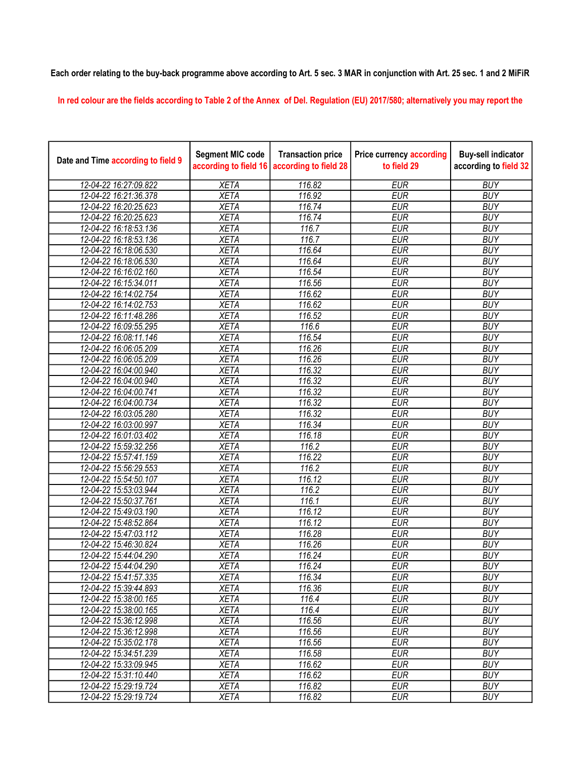**Each order relating to the buy-back programme above according to Art. 5 sec. 3 MAR in conjunction with Art. 25 sec. 1 and 2 MiFiR**

In red colour are the fields according to Table 2 of the Annex of Del. Regulation (EU) 2017/580; alternatively you may report the

| Date and Time according to field 9 | Segment MIC code according to field 16 | Transaction price according to field 28 | Price currency according to field 29 | Buy-sell indicator according to field 32 |
|---|---|---|---|---|
| 12-04-22 16:27:09.822 | XETA | 116.82 | EUR | BUY |
| 12-04-22 16:21:36.378 | XETA | 116.92 | EUR | BUY |
| 12-04-22 16:20:25.623 | XETA | 116.74 | EUR | BUY |
| 12-04-22 16:20:25.623 | XETA | 116.74 | EUR | BUY |
| 12-04-22 16:18:53.136 | XETA | 116.7 | EUR | BUY |
| 12-04-22 16:18:53.136 | XETA | 116.7 | EUR | BUY |
| 12-04-22 16:18:06.530 | XETA | 116.64 | EUR | BUY |
| 12-04-22 16:18:06.530 | XETA | 116.64 | EUR | BUY |
| 12-04-22 16:16:02.160 | XETA | 116.54 | EUR | BUY |
| 12-04-22 16:15:34.011 | XETA | 116.56 | EUR | BUY |
| 12-04-22 16:14:02.754 | XETA | 116.62 | EUR | BUY |
| 12-04-22 16:14:02.753 | XETA | 116.62 | EUR | BUY |
| 12-04-22 16:11:48.286 | XETA | 116.52 | EUR | BUY |
| 12-04-22 16:09:55.295 | XETA | 116.6 | EUR | BUY |
| 12-04-22 16:08:11.146 | XETA | 116.54 | EUR | BUY |
| 12-04-22 16:06:05.209 | XETA | 116.26 | EUR | BUY |
| 12-04-22 16:06:05.209 | XETA | 116.26 | EUR | BUY |
| 12-04-22 16:04:00.940 | XETA | 116.32 | EUR | BUY |
| 12-04-22 16:04:00.940 | XETA | 116.32 | EUR | BUY |
| 12-04-22 16:04:00.741 | XETA | 116.32 | EUR | BUY |
| 12-04-22 16:04:00.734 | XETA | 116.32 | EUR | BUY |
| 12-04-22 16:03:05.280 | XETA | 116.32 | EUR | BUY |
| 12-04-22 16:03:00.997 | XETA | 116.34 | EUR | BUY |
| 12-04-22 16:01:03.402 | XETA | 116.18 | EUR | BUY |
| 12-04-22 15:59:32.256 | XETA | 116.2 | EUR | BUY |
| 12-04-22 15:57:41.159 | XETA | 116.22 | EUR | BUY |
| 12-04-22 15:56:29.553 | XETA | 116.2 | EUR | BUY |
| 12-04-22 15:54:50.107 | XETA | 116.12 | EUR | BUY |
| 12-04-22 15:53:03.944 | XETA | 116.2 | EUR | BUY |
| 12-04-22 15:50:37.761 | XETA | 116.1 | EUR | BUY |
| 12-04-22 15:49:03.190 | XETA | 116.12 | EUR | BUY |
| 12-04-22 15:48:52.864 | XETA | 116.12 | EUR | BUY |
| 12-04-22 15:47:03.112 | XETA | 116.28 | EUR | BUY |
| 12-04-22 15:46:30.824 | XETA | 116.26 | EUR | BUY |
| 12-04-22 15:44:04.290 | XETA | 116.24 | EUR | BUY |
| 12-04-22 15:44:04.290 | XETA | 116.24 | EUR | BUY |
| 12-04-22 15:41:57.335 | XETA | 116.34 | EUR | BUY |
| 12-04-22 15:39:44.893 | XETA | 116.36 | EUR | BUY |
| 12-04-22 15:38:00.165 | XETA | 116.4 | EUR | BUY |
| 12-04-22 15:38:00.165 | XETA | 116.4 | EUR | BUY |
| 12-04-22 15:36:12.998 | XETA | 116.56 | EUR | BUY |
| 12-04-22 15:36:12.998 | XETA | 116.56 | EUR | BUY |
| 12-04-22 15:35:02.178 | XETA | 116.56 | EUR | BUY |
| 12-04-22 15:34:51.239 | XETA | 116.58 | EUR | BUY |
| 12-04-22 15:33:09.945 | XETA | 116.62 | EUR | BUY |
| 12-04-22 15:31:10.440 | XETA | 116.62 | EUR | BUY |
| 12-04-22 15:29:19.724 | XETA | 116.82 | EUR | BUY |
| 12-04-22 15:29:19.724 | XETA | 116.82 | EUR | BUY |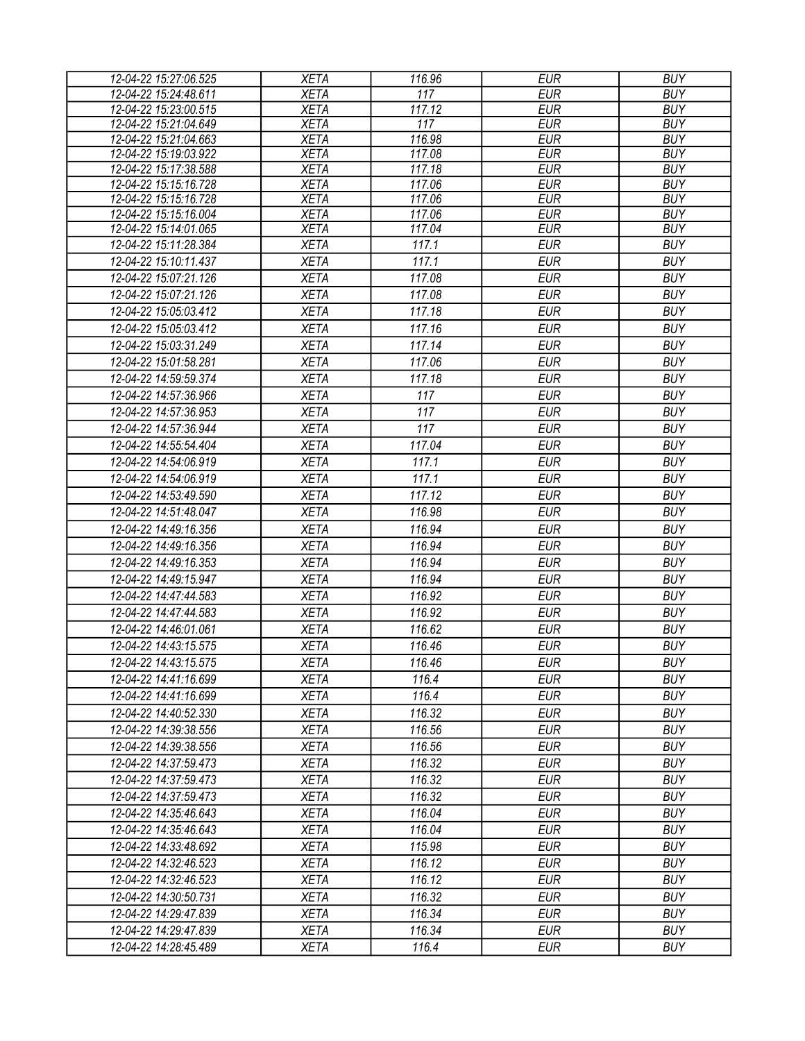| 12-04-22 15:27:06.525 | XETA | 116.96 | EUR | BUY |
|---|---|---|---|---|
| 12-04-22 15:24:48.611 | XETA | 117 | EUR | BUY |
| 12-04-22 15:23:00.515 | XETA | 117.12 | EUR | BUY |
| 12-04-22 15:21:04.649 | XETA | 117 | EUR | BUY |
| 12-04-22 15:21:04.663 | XETA | 116.98 | EUR | BUY |
| 12-04-22 15:19:03.922 | XETA | 117.08 | EUR | BUY |
| 12-04-22 15:17:38.588 | XETA | 117.18 | EUR | BUY |
| 12-04-22 15:15:16.728 | XETA | 117.06 | EUR | BUY |
| 12-04-22 15:15:16.728 | XETA | 117.06 | EUR | BUY |
| 12-04-22 15:15:16.004 | XETA | 117.06 | EUR | BUY |
| 12-04-22 15:14:01.065 | XETA | 117.04 | EUR | BUY |
| 12-04-22 15:11:28.384 | XETA | 117.1 | EUR | BUY |
| 12-04-22 15:10:11.437 | XETA | 117.1 | EUR | BUY |
| 12-04-22 15:07:21.126 | XETA | 117.08 | EUR | BUY |
| 12-04-22 15:07:21.126 | XETA | 117.08 | EUR | BUY |
| 12-04-22 15:05:03.412 | XETA | 117.18 | EUR | BUY |
| 12-04-22 15:05:03.412 | XETA | 117.16 | EUR | BUY |
| 12-04-22 15:03:31.249 | XETA | 117.14 | EUR | BUY |
| 12-04-22 15:01:58.281 | XETA | 117.06 | EUR | BUY |
| 12-04-22 14:59:59.374 | XETA | 117.18 | EUR | BUY |
| 12-04-22 14:57:36.966 | XETA | 117 | EUR | BUY |
| 12-04-22 14:57:36.953 | XETA | 117 | EUR | BUY |
| 12-04-22 14:57:36.944 | XETA | 117 | EUR | BUY |
| 12-04-22 14:55:54.404 | XETA | 117.04 | EUR | BUY |
| 12-04-22 14:54:06.919 | XETA | 117.1 | EUR | BUY |
| 12-04-22 14:54:06.919 | XETA | 117.1 | EUR | BUY |
| 12-04-22 14:53:49.590 | XETA | 117.12 | EUR | BUY |
| 12-04-22 14:51:48.047 | XETA | 116.98 | EUR | BUY |
| 12-04-22 14:49:16.356 | XETA | 116.94 | EUR | BUY |
| 12-04-22 14:49:16.356 | XETA | 116.94 | EUR | BUY |
| 12-04-22 14:49:16.353 | XETA | 116.94 | EUR | BUY |
| 12-04-22 14:49:15.947 | XETA | 116.94 | EUR | BUY |
| 12-04-22 14:47:44.583 | XETA | 116.92 | EUR | BUY |
| 12-04-22 14:47:44.583 | XETA | 116.92 | EUR | BUY |
| 12-04-22 14:46:01.061 | XETA | 116.62 | EUR | BUY |
| 12-04-22 14:43:15.575 | XETA | 116.46 | EUR | BUY |
| 12-04-22 14:43:15.575 | XETA | 116.46 | EUR | BUY |
| 12-04-22 14:41:16.699 | XETA | 116.4 | EUR | BUY |
| 12-04-22 14:41:16.699 | XETA | 116.4 | EUR | BUY |
| 12-04-22 14:40:52.330 | XETA | 116.32 | EUR | BUY |
| 12-04-22 14:39:38.556 | XETA | 116.56 | EUR | BUY |
| 12-04-22 14:39:38.556 | XETA | 116.56 | EUR | BUY |
| 12-04-22 14:37:59.473 | XETA | 116.32 | EUR | BUY |
| 12-04-22 14:37:59.473 | XETA | 116.32 | EUR | BUY |
| 12-04-22 14:37:59.473 | XETA | 116.32 | EUR | BUY |
| 12-04-22 14:35:46.643 | XETA | 116.04 | EUR | BUY |
| 12-04-22 14:35:46.643 | XETA | 116.04 | EUR | BUY |
| 12-04-22 14:33:48.692 | XETA | 115.98 | EUR | BUY |
| 12-04-22 14:32:46.523 | XETA | 116.12 | EUR | BUY |
| 12-04-22 14:32:46.523 | XETA | 116.12 | EUR | BUY |
| 12-04-22 14:30:50.731 | XETA | 116.32 | EUR | BUY |
| 12-04-22 14:29:47.839 | XETA | 116.34 | EUR | BUY |
| 12-04-22 14:29:47.839 | XETA | 116.34 | EUR | BUY |
| 12-04-22 14:28:45.489 | XETA | 116.4 | EUR | BUY |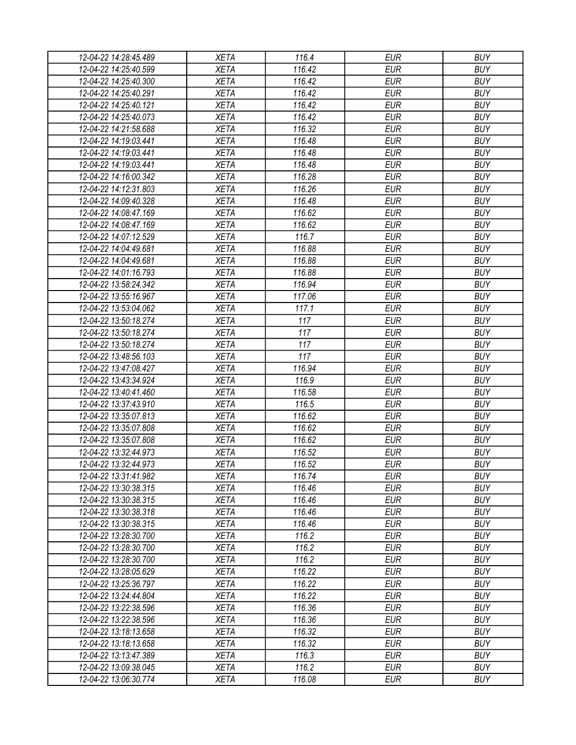| 12-04-22 14:28:45.489 | XETA | 116.4 | EUR | BUY |
|---|---|---|---|---|
| 12-04-22 14:25:40.599 | XETA | 116.42 | EUR | BUY |
| 12-04-22 14:25:40.300 | XETA | 116.42 | EUR | BUY |
| 12-04-22 14:25:40.291 | XETA | 116.42 | EUR | BUY |
| 12-04-22 14:25:40.121 | XETA | 116.42 | EUR | BUY |
| 12-04-22 14:25:40.073 | XETA | 116.42 | EUR | BUY |
| 12-04-22 14:21:58.688 | XETA | 116.32 | EUR | BUY |
| 12-04-22 14:19:03.441 | XETA | 116.48 | EUR | BUY |
| 12-04-22 14:19:03.441 | XETA | 116.48 | EUR | BUY |
| 12-04-22 14:19:03.441 | XETA | 116.48 | EUR | BUY |
| 12-04-22 14:16:00.342 | XETA | 116.28 | EUR | BUY |
| 12-04-22 14:12:31.803 | XETA | 116.26 | EUR | BUY |
| 12-04-22 14:09:40.328 | XETA | 116.48 | EUR | BUY |
| 12-04-22 14:08:47.169 | XETA | 116.62 | EUR | BUY |
| 12-04-22 14:08:47.169 | XETA | 116.62 | EUR | BUY |
| 12-04-22 14:07:12.529 | XETA | 116.7 | EUR | BUY |
| 12-04-22 14:04:49.681 | XETA | 116.88 | EUR | BUY |
| 12-04-22 14:04:49.681 | XETA | 116.88 | EUR | BUY |
| 12-04-22 14:01:16.793 | XETA | 116.88 | EUR | BUY |
| 12-04-22 13:58:24.342 | XETA | 116.94 | EUR | BUY |
| 12-04-22 13:55:16.967 | XETA | 117.06 | EUR | BUY |
| 12-04-22 13:53:04.062 | XETA | 117.1 | EUR | BUY |
| 12-04-22 13:50:18.274 | XETA | 117 | EUR | BUY |
| 12-04-22 13:50:18.274 | XETA | 117 | EUR | BUY |
| 12-04-22 13:50:18.274 | XETA | 117 | EUR | BUY |
| 12-04-22 13:48:56.103 | XETA | 117 | EUR | BUY |
| 12-04-22 13:47:08.427 | XETA | 116.94 | EUR | BUY |
| 12-04-22 13:43:34.924 | XETA | 116.9 | EUR | BUY |
| 12-04-22 13:40:41.460 | XETA | 116.58 | EUR | BUY |
| 12-04-22 13:37:43.910 | XETA | 116.5 | EUR | BUY |
| 12-04-22 13:35:07.813 | XETA | 116.62 | EUR | BUY |
| 12-04-22 13:35:07.808 | XETA | 116.62 | EUR | BUY |
| 12-04-22 13:35:07.808 | XETA | 116.62 | EUR | BUY |
| 12-04-22 13:32:44.973 | XETA | 116.52 | EUR | BUY |
| 12-04-22 13:32:44.973 | XETA | 116.52 | EUR | BUY |
| 12-04-22 13:31:41.982 | XETA | 116.74 | EUR | BUY |
| 12-04-22 13:30:38.315 | XETA | 116.46 | EUR | BUY |
| 12-04-22 13:30:38.315 | XETA | 116.46 | EUR | BUY |
| 12-04-22 13:30:38.318 | XETA | 116.46 | EUR | BUY |
| 12-04-22 13:30:38.315 | XETA | 116.46 | EUR | BUY |
| 12-04-22 13:28:30.700 | XETA | 116.2 | EUR | BUY |
| 12-04-22 13:28:30.700 | XETA | 116.2 | EUR | BUY |
| 12-04-22 13:28:30.700 | XETA | 116.2 | EUR | BUY |
| 12-04-22 13:28:05.629 | XETA | 116.22 | EUR | BUY |
| 12-04-22 13:25:36.797 | XETA | 116.22 | EUR | BUY |
| 12-04-22 13:24:44.804 | XETA | 116.22 | EUR | BUY |
| 12-04-22 13:22:38.596 | XETA | 116.36 | EUR | BUY |
| 12-04-22 13:22:38.596 | XETA | 116.36 | EUR | BUY |
| 12-04-22 13:18:13.658 | XETA | 116.32 | EUR | BUY |
| 12-04-22 13:18:13.658 | XETA | 116.32 | EUR | BUY |
| 12-04-22 13:13:47.389 | XETA | 116.3 | EUR | BUY |
| 12-04-22 13:09:38.045 | XETA | 116.2 | EUR | BUY |
| 12-04-22 13:06:30.774 | XETA | 116.08 | EUR | BUY |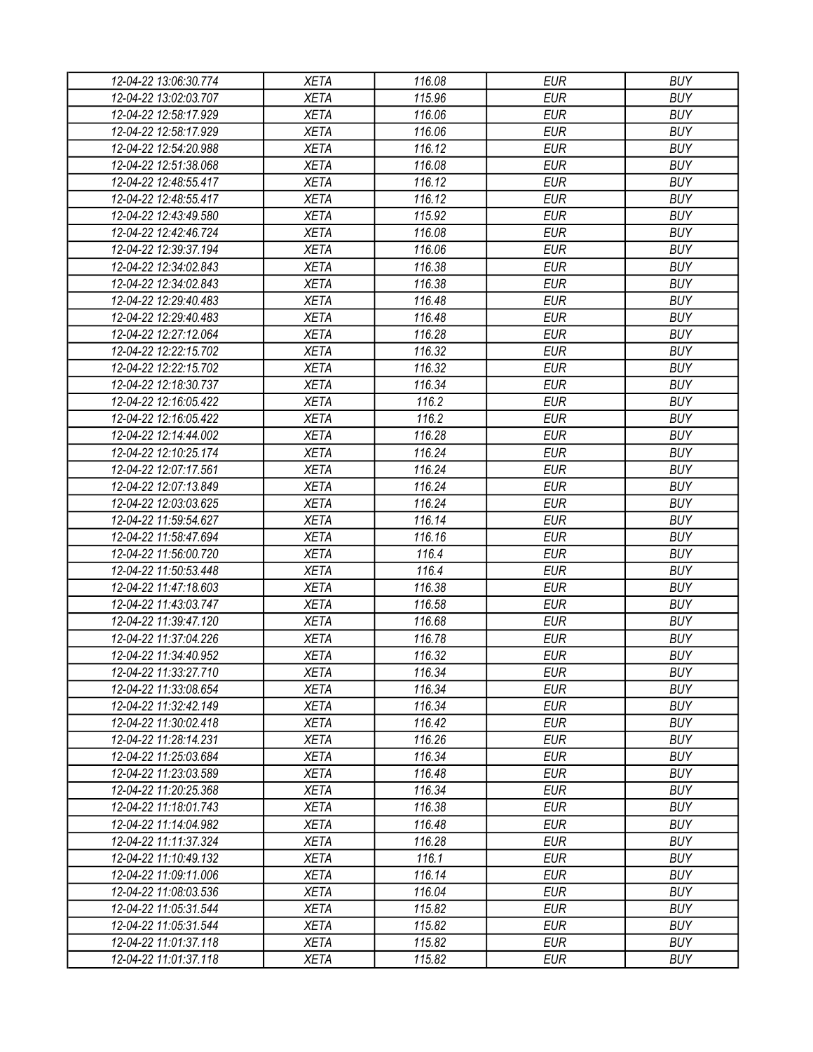| 12-04-22 13:06:30.774 | XETA | 116.08 | EUR | BUY |
|---|---|---|---|---|
| 12-04-22 13:02:03.707 | XETA | 115.96 | EUR | BUY |
| 12-04-22 12:58:17.929 | XETA | 116.06 | EUR | BUY |
| 12-04-22 12:58:17.929 | XETA | 116.06 | EUR | BUY |
| 12-04-22 12:54:20.988 | XETA | 116.12 | EUR | BUY |
| 12-04-22 12:51:38.068 | XETA | 116.08 | EUR | BUY |
| 12-04-22 12:48:55.417 | XETA | 116.12 | EUR | BUY |
| 12-04-22 12:48:55.417 | XETA | 116.12 | EUR | BUY |
| 12-04-22 12:43:49.580 | XETA | 115.92 | EUR | BUY |
| 12-04-22 12:42:46.724 | XETA | 116.08 | EUR | BUY |
| 12-04-22 12:39:37.194 | XETA | 116.06 | EUR | BUY |
| 12-04-22 12:34:02.843 | XETA | 116.38 | EUR | BUY |
| 12-04-22 12:34:02.843 | XETA | 116.38 | EUR | BUY |
| 12-04-22 12:29:40.483 | XETA | 116.48 | EUR | BUY |
| 12-04-22 12:29:40.483 | XETA | 116.48 | EUR | BUY |
| 12-04-22 12:27:12.064 | XETA | 116.28 | EUR | BUY |
| 12-04-22 12:22:15.702 | XETA | 116.32 | EUR | BUY |
| 12-04-22 12:22:15.702 | XETA | 116.32 | EUR | BUY |
| 12-04-22 12:18:30.737 | XETA | 116.34 | EUR | BUY |
| 12-04-22 12:16:05.422 | XETA | 116.2 | EUR | BUY |
| 12-04-22 12:16:05.422 | XETA | 116.2 | EUR | BUY |
| 12-04-22 12:14:44.002 | XETA | 116.28 | EUR | BUY |
| 12-04-22 12:10:25.174 | XETA | 116.24 | EUR | BUY |
| 12-04-22 12:07:17.561 | XETA | 116.24 | EUR | BUY |
| 12-04-22 12:07:13.849 | XETA | 116.24 | EUR | BUY |
| 12-04-22 12:03:03.625 | XETA | 116.24 | EUR | BUY |
| 12-04-22 11:59:54.627 | XETA | 116.14 | EUR | BUY |
| 12-04-22 11:58:47.694 | XETA | 116.16 | EUR | BUY |
| 12-04-22 11:56:00.720 | XETA | 116.4 | EUR | BUY |
| 12-04-22 11:50:53.448 | XETA | 116.4 | EUR | BUY |
| 12-04-22 11:47:18.603 | XETA | 116.38 | EUR | BUY |
| 12-04-22 11:43:03.747 | XETA | 116.58 | EUR | BUY |
| 12-04-22 11:39:47.120 | XETA | 116.68 | EUR | BUY |
| 12-04-22 11:37:04.226 | XETA | 116.78 | EUR | BUY |
| 12-04-22 11:34:40.952 | XETA | 116.32 | EUR | BUY |
| 12-04-22 11:33:27.710 | XETA | 116.34 | EUR | BUY |
| 12-04-22 11:33:08.654 | XETA | 116.34 | EUR | BUY |
| 12-04-22 11:32:42.149 | XETA | 116.34 | EUR | BUY |
| 12-04-22 11:30:02.418 | XETA | 116.42 | EUR | BUY |
| 12-04-22 11:28:14.231 | XETA | 116.26 | EUR | BUY |
| 12-04-22 11:25:03.684 | XETA | 116.34 | EUR | BUY |
| 12-04-22 11:23:03.589 | XETA | 116.48 | EUR | BUY |
| 12-04-22 11:20:25.368 | XETA | 116.34 | EUR | BUY |
| 12-04-22 11:18:01.743 | XETA | 116.38 | EUR | BUY |
| 12-04-22 11:14:04.982 | XETA | 116.48 | EUR | BUY |
| 12-04-22 11:11:37.324 | XETA | 116.28 | EUR | BUY |
| 12-04-22 11:10:49.132 | XETA | 116.1 | EUR | BUY |
| 12-04-22 11:09:11.006 | XETA | 116.14 | EUR | BUY |
| 12-04-22 11:08:03.536 | XETA | 116.04 | EUR | BUY |
| 12-04-22 11:05:31.544 | XETA | 115.82 | EUR | BUY |
| 12-04-22 11:05:31.544 | XETA | 115.82 | EUR | BUY |
| 12-04-22 11:01:37.118 | XETA | 115.82 | EUR | BUY |
| 12-04-22 11:01:37.118 | XETA | 115.82 | EUR | BUY |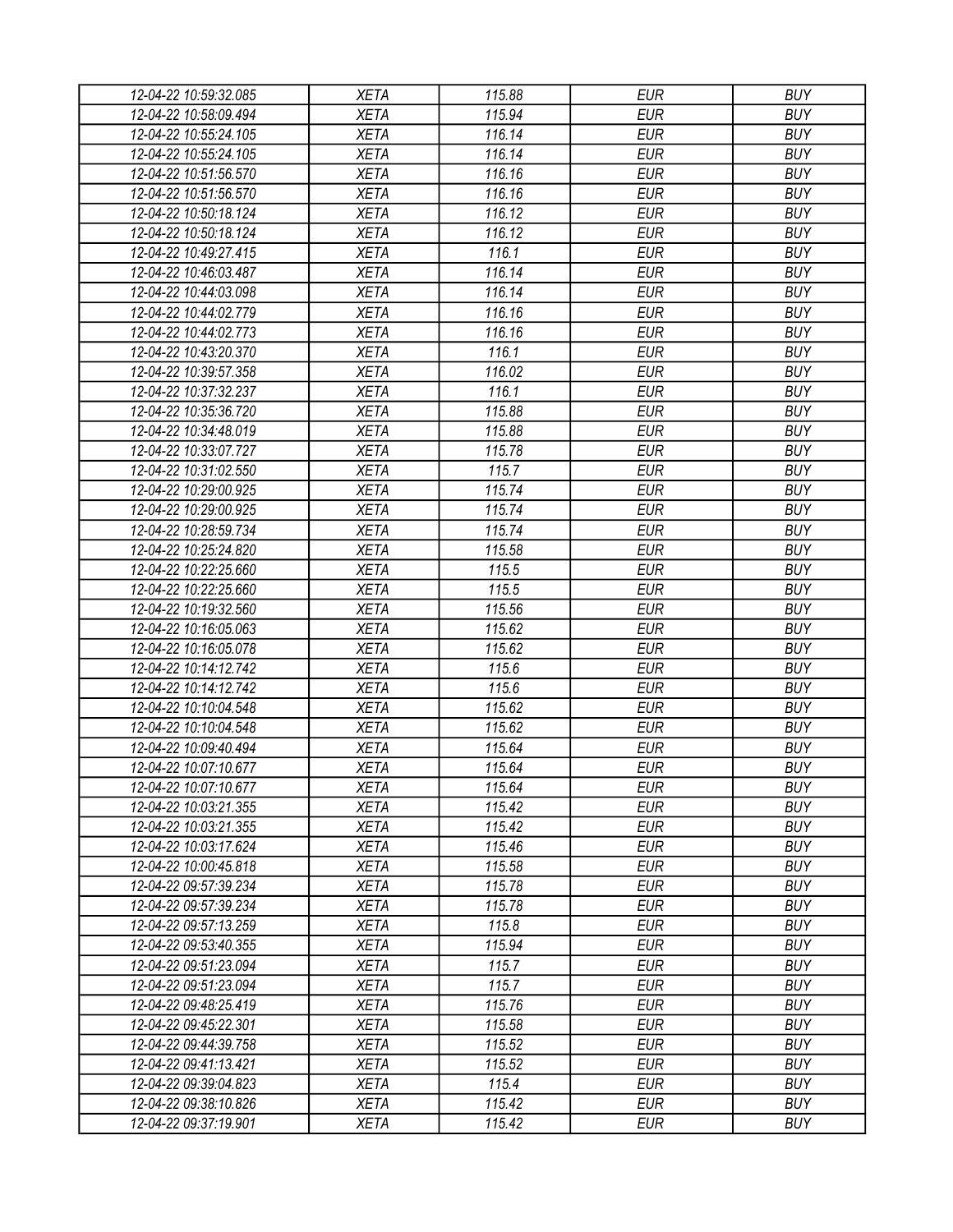| 12-04-22 10:59:32.085 | XETA | 115.88 | EUR | BUY |
|---|---|---|---|---|
| 12-04-22 10:58:09.494 | XETA | 115.94 | EUR | BUY |
| 12-04-22 10:55:24.105 | XETA | 116.14 | EUR | BUY |
| 12-04-22 10:55:24.105 | XETA | 116.14 | EUR | BUY |
| 12-04-22 10:51:56.570 | XETA | 116.16 | EUR | BUY |
| 12-04-22 10:51:56.570 | XETA | 116.16 | EUR | BUY |
| 12-04-22 10:50:18.124 | XETA | 116.12 | EUR | BUY |
| 12-04-22 10:50:18.124 | XETA | 116.12 | EUR | BUY |
| 12-04-22 10:49:27.415 | XETA | 116.1 | EUR | BUY |
| 12-04-22 10:46:03.487 | XETA | 116.14 | EUR | BUY |
| 12-04-22 10:44:03.098 | XETA | 116.14 | EUR | BUY |
| 12-04-22 10:44:02.779 | XETA | 116.16 | EUR | BUY |
| 12-04-22 10:44:02.773 | XETA | 116.16 | EUR | BUY |
| 12-04-22 10:43:20.370 | XETA | 116.1 | EUR | BUY |
| 12-04-22 10:39:57.358 | XETA | 116.02 | EUR | BUY |
| 12-04-22 10:37:32.237 | XETA | 116.1 | EUR | BUY |
| 12-04-22 10:35:36.720 | XETA | 115.88 | EUR | BUY |
| 12-04-22 10:34:48.019 | XETA | 115.88 | EUR | BUY |
| 12-04-22 10:33:07.727 | XETA | 115.78 | EUR | BUY |
| 12-04-22 10:31:02.550 | XETA | 115.7 | EUR | BUY |
| 12-04-22 10:29:00.925 | XETA | 115.74 | EUR | BUY |
| 12-04-22 10:29:00.925 | XETA | 115.74 | EUR | BUY |
| 12-04-22 10:28:59.734 | XETA | 115.74 | EUR | BUY |
| 12-04-22 10:25:24.820 | XETA | 115.58 | EUR | BUY |
| 12-04-22 10:22:25.660 | XETA | 115.5 | EUR | BUY |
| 12-04-22 10:22:25.660 | XETA | 115.5 | EUR | BUY |
| 12-04-22 10:19:32.560 | XETA | 115.56 | EUR | BUY |
| 12-04-22 10:16:05.063 | XETA | 115.62 | EUR | BUY |
| 12-04-22 10:16:05.078 | XETA | 115.62 | EUR | BUY |
| 12-04-22 10:14:12.742 | XETA | 115.6 | EUR | BUY |
| 12-04-22 10:14:12.742 | XETA | 115.6 | EUR | BUY |
| 12-04-22 10:10:04.548 | XETA | 115.62 | EUR | BUY |
| 12-04-22 10:10:04.548 | XETA | 115.62 | EUR | BUY |
| 12-04-22 10:09:40.494 | XETA | 115.64 | EUR | BUY |
| 12-04-22 10:07:10.677 | XETA | 115.64 | EUR | BUY |
| 12-04-22 10:07:10.677 | XETA | 115.64 | EUR | BUY |
| 12-04-22 10:03:21.355 | XETA | 115.42 | EUR | BUY |
| 12-04-22 10:03:21.355 | XETA | 115.42 | EUR | BUY |
| 12-04-22 10:03:17.624 | XETA | 115.46 | EUR | BUY |
| 12-04-22 10:00:45.818 | XETA | 115.58 | EUR | BUY |
| 12-04-22 09:57:39.234 | XETA | 115.78 | EUR | BUY |
| 12-04-22 09:57:39.234 | XETA | 115.78 | EUR | BUY |
| 12-04-22 09:57:13.259 | XETA | 115.8 | EUR | BUY |
| 12-04-22 09:53:40.355 | XETA | 115.94 | EUR | BUY |
| 12-04-22 09:51:23.094 | XETA | 115.7 | EUR | BUY |
| 12-04-22 09:51:23.094 | XETA | 115.7 | EUR | BUY |
| 12-04-22 09:48:25.419 | XETA | 115.76 | EUR | BUY |
| 12-04-22 09:45:22.301 | XETA | 115.58 | EUR | BUY |
| 12-04-22 09:44:39.758 | XETA | 115.52 | EUR | BUY |
| 12-04-22 09:41:13.421 | XETA | 115.52 | EUR | BUY |
| 12-04-22 09:39:04.823 | XETA | 115.4 | EUR | BUY |
| 12-04-22 09:38:10.826 | XETA | 115.42 | EUR | BUY |
| 12-04-22 09:37:19.901 | XETA | 115.42 | EUR | BUY |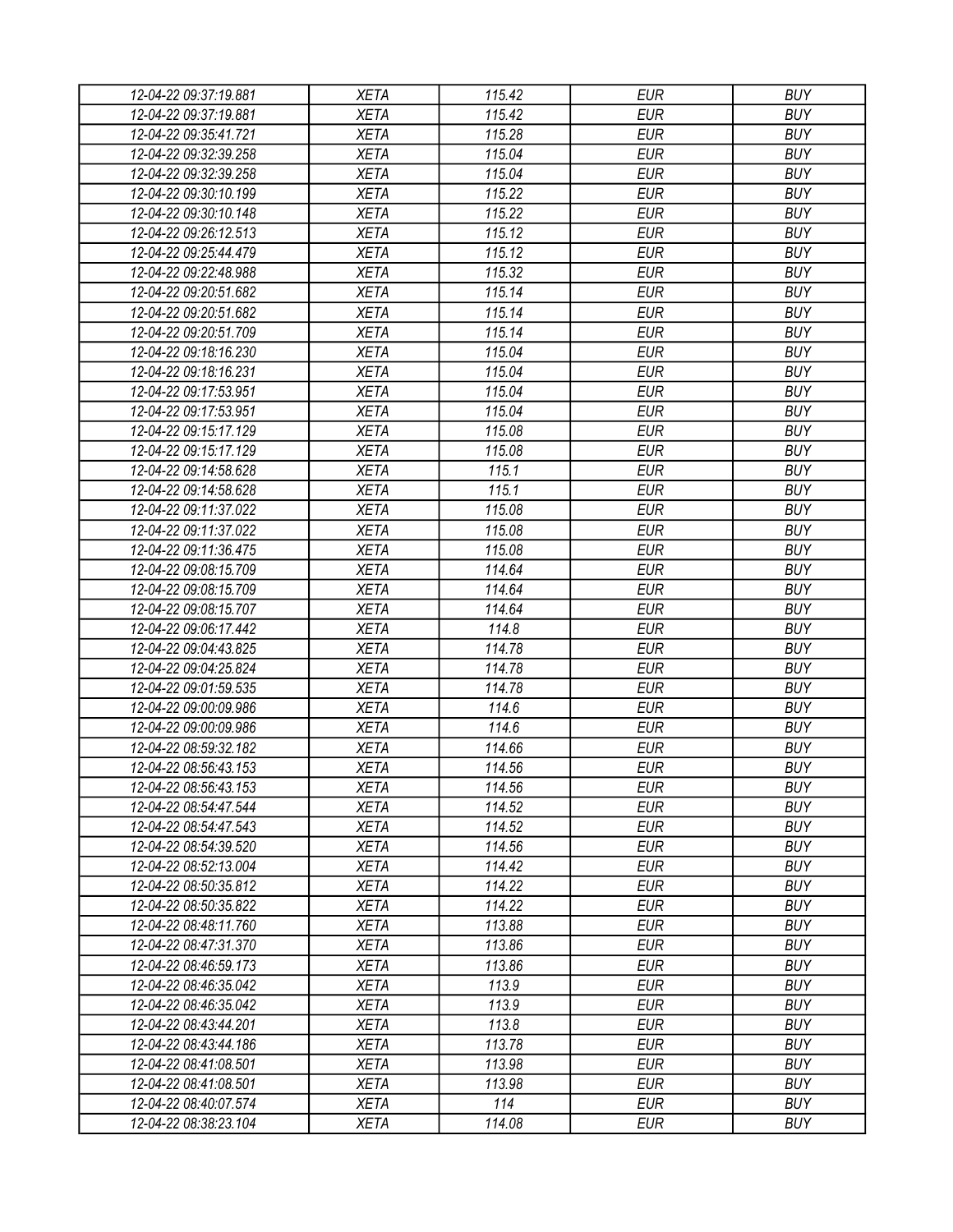| 12-04-22 09:37:19.881 | XETA | 115.42 | EUR | BUY |
|---|---|---|---|---|
| 12-04-22 09:37:19.881 | XETA | 115.42 | EUR | BUY |
| 12-04-22 09:35:41.721 | XETA | 115.28 | EUR | BUY |
| 12-04-22 09:32:39.258 | XETA | 115.04 | EUR | BUY |
| 12-04-22 09:32:39.258 | XETA | 115.04 | EUR | BUY |
| 12-04-22 09:30:10.199 | XETA | 115.22 | EUR | BUY |
| 12-04-22 09:30:10.148 | XETA | 115.22 | EUR | BUY |
| 12-04-22 09:26:12.513 | XETA | 115.12 | EUR | BUY |
| 12-04-22 09:25:44.479 | XETA | 115.12 | EUR | BUY |
| 12-04-22 09:22:48.988 | XETA | 115.32 | EUR | BUY |
| 12-04-22 09:20:51.682 | XETA | 115.14 | EUR | BUY |
| 12-04-22 09:20:51.682 | XETA | 115.14 | EUR | BUY |
| 12-04-22 09:20:51.709 | XETA | 115.14 | EUR | BUY |
| 12-04-22 09:18:16.230 | XETA | 115.04 | EUR | BUY |
| 12-04-22 09:18:16.231 | XETA | 115.04 | EUR | BUY |
| 12-04-22 09:17:53.951 | XETA | 115.04 | EUR | BUY |
| 12-04-22 09:17:53.951 | XETA | 115.04 | EUR | BUY |
| 12-04-22 09:15:17.129 | XETA | 115.08 | EUR | BUY |
| 12-04-22 09:15:17.129 | XETA | 115.08 | EUR | BUY |
| 12-04-22 09:14:58.628 | XETA | 115.1 | EUR | BUY |
| 12-04-22 09:14:58.628 | XETA | 115.1 | EUR | BUY |
| 12-04-22 09:11:37.022 | XETA | 115.08 | EUR | BUY |
| 12-04-22 09:11:37.022 | XETA | 115.08 | EUR | BUY |
| 12-04-22 09:11:36.475 | XETA | 115.08 | EUR | BUY |
| 12-04-22 09:08:15.709 | XETA | 114.64 | EUR | BUY |
| 12-04-22 09:08:15.709 | XETA | 114.64 | EUR | BUY |
| 12-04-22 09:08:15.707 | XETA | 114.64 | EUR | BUY |
| 12-04-22 09:06:17.442 | XETA | 114.8 | EUR | BUY |
| 12-04-22 09:04:43.825 | XETA | 114.78 | EUR | BUY |
| 12-04-22 09:04:25.824 | XETA | 114.78 | EUR | BUY |
| 12-04-22 09:01:59.535 | XETA | 114.78 | EUR | BUY |
| 12-04-22 09:00:09.986 | XETA | 114.6 | EUR | BUY |
| 12-04-22 09:00:09.986 | XETA | 114.6 | EUR | BUY |
| 12-04-22 08:59:32.182 | XETA | 114.66 | EUR | BUY |
| 12-04-22 08:56:43.153 | XETA | 114.56 | EUR | BUY |
| 12-04-22 08:56:43.153 | XETA | 114.56 | EUR | BUY |
| 12-04-22 08:54:47.544 | XETA | 114.52 | EUR | BUY |
| 12-04-22 08:54:47.543 | XETA | 114.52 | EUR | BUY |
| 12-04-22 08:54:39.520 | XETA | 114.56 | EUR | BUY |
| 12-04-22 08:52:13.004 | XETA | 114.42 | EUR | BUY |
| 12-04-22 08:50:35.812 | XETA | 114.22 | EUR | BUY |
| 12-04-22 08:50:35.822 | XETA | 114.22 | EUR | BUY |
| 12-04-22 08:48:11.760 | XETA | 113.88 | EUR | BUY |
| 12-04-22 08:47:31.370 | XETA | 113.86 | EUR | BUY |
| 12-04-22 08:46:59.173 | XETA | 113.86 | EUR | BUY |
| 12-04-22 08:46:35.042 | XETA | 113.9 | EUR | BUY |
| 12-04-22 08:46:35.042 | XETA | 113.9 | EUR | BUY |
| 12-04-22 08:43:44.201 | XETA | 113.8 | EUR | BUY |
| 12-04-22 08:43:44.186 | XETA | 113.78 | EUR | BUY |
| 12-04-22 08:41:08.501 | XETA | 113.98 | EUR | BUY |
| 12-04-22 08:41:08.501 | XETA | 113.98 | EUR | BUY |
| 12-04-22 08:40:07.574 | XETA | 114 | EUR | BUY |
| 12-04-22 08:38:23.104 | XETA | 114.08 | EUR | BUY |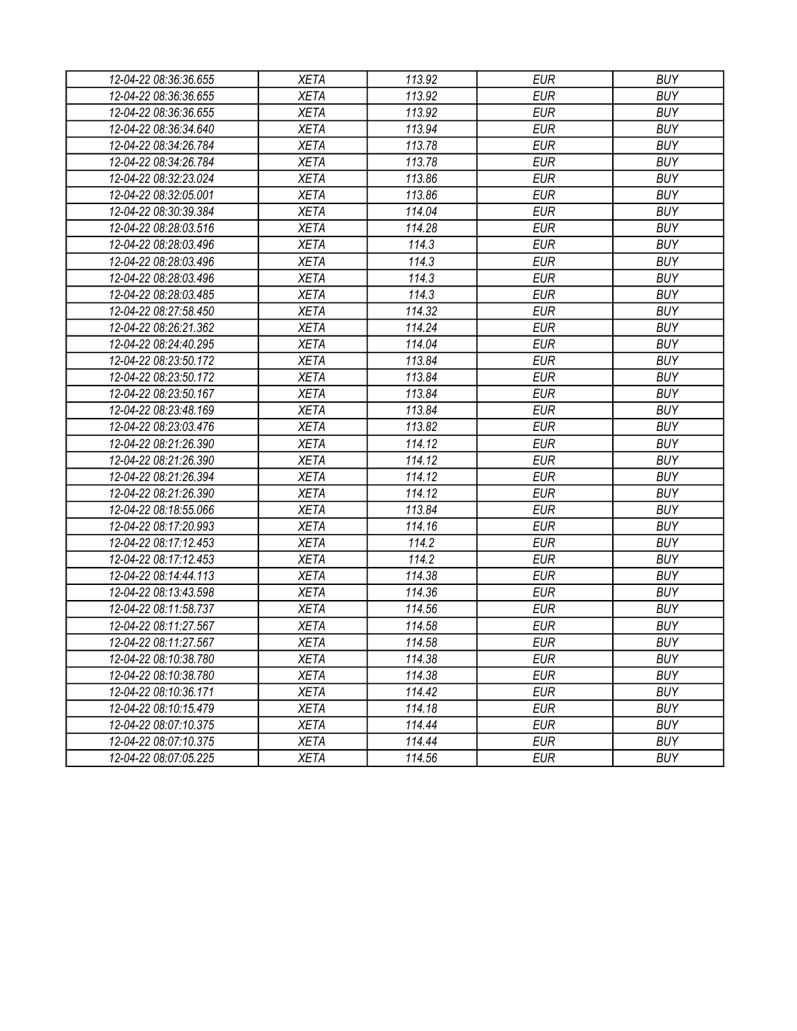| | | | | |
|---|---|---|---|---|
| 12-04-22 08:36:36.655 | XETA | 113.92 | EUR | BUY |
| 12-04-22 08:36:36.655 | XETA | 113.92 | EUR | BUY |
| 12-04-22 08:36:36.655 | XETA | 113.92 | EUR | BUY |
| 12-04-22 08:36:34.640 | XETA | 113.94 | EUR | BUY |
| 12-04-22 08:34:26.784 | XETA | 113.78 | EUR | BUY |
| 12-04-22 08:34:26.784 | XETA | 113.78 | EUR | BUY |
| 12-04-22 08:32:23.024 | XETA | 113.86 | EUR | BUY |
| 12-04-22 08:32:05.001 | XETA | 113.86 | EUR | BUY |
| 12-04-22 08:30:39.384 | XETA | 114.04 | EUR | BUY |
| 12-04-22 08:28:03.516 | XETA | 114.28 | EUR | BUY |
| 12-04-22 08:28:03.496 | XETA | 114.3 | EUR | BUY |
| 12-04-22 08:28:03.496 | XETA | 114.3 | EUR | BUY |
| 12-04-22 08:28:03.496 | XETA | 114.3 | EUR | BUY |
| 12-04-22 08:28:03.485 | XETA | 114.3 | EUR | BUY |
| 12-04-22 08:27:58.450 | XETA | 114.32 | EUR | BUY |
| 12-04-22 08:26:21.362 | XETA | 114.24 | EUR | BUY |
| 12-04-22 08:24:40.295 | XETA | 114.04 | EUR | BUY |
| 12-04-22 08:23:50.172 | XETA | 113.84 | EUR | BUY |
| 12-04-22 08:23:50.172 | XETA | 113.84 | EUR | BUY |
| 12-04-22 08:23:50.167 | XETA | 113.84 | EUR | BUY |
| 12-04-22 08:23:48.169 | XETA | 113.84 | EUR | BUY |
| 12-04-22 08:23:03.476 | XETA | 113.82 | EUR | BUY |
| 12-04-22 08:21:26.390 | XETA | 114.12 | EUR | BUY |
| 12-04-22 08:21:26.390 | XETA | 114.12 | EUR | BUY |
| 12-04-22 08:21:26.394 | XETA | 114.12 | EUR | BUY |
| 12-04-22 08:21:26.390 | XETA | 114.12 | EUR | BUY |
| 12-04-22 08:18:55.066 | XETA | 113.84 | EUR | BUY |
| 12-04-22 08:17:20.993 | XETA | 114.16 | EUR | BUY |
| 12-04-22 08:17:12.453 | XETA | 114.2 | EUR | BUY |
| 12-04-22 08:17:12.453 | XETA | 114.2 | EUR | BUY |
| 12-04-22 08:14:44.113 | XETA | 114.38 | EUR | BUY |
| 12-04-22 08:13:43.598 | XETA | 114.36 | EUR | BUY |
| 12-04-22 08:11:58.737 | XETA | 114.56 | EUR | BUY |
| 12-04-22 08:11:27.567 | XETA | 114.58 | EUR | BUY |
| 12-04-22 08:11:27.567 | XETA | 114.58 | EUR | BUY |
| 12-04-22 08:10:38.780 | XETA | 114.38 | EUR | BUY |
| 12-04-22 08:10:38.780 | XETA | 114.38 | EUR | BUY |
| 12-04-22 08:10:36.171 | XETA | 114.42 | EUR | BUY |
| 12-04-22 08:10:15.479 | XETA | 114.18 | EUR | BUY |
| 12-04-22 08:07:10.375 | XETA | 114.44 | EUR | BUY |
| 12-04-22 08:07:10.375 | XETA | 114.44 | EUR | BUY |
| 12-04-22 08:07:05.225 | XETA | 114.56 | EUR | BUY |